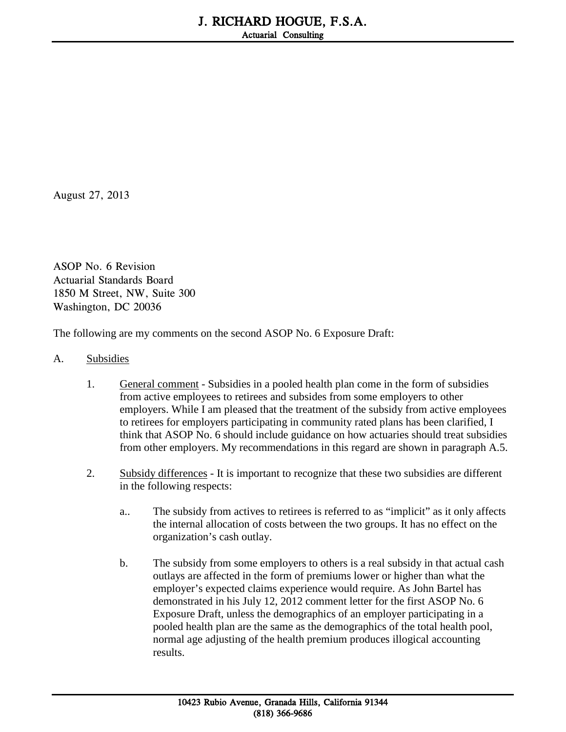# J. RICHARD HOGUE, F.S.A.

Actuarial Consulting

August 27, 2013

ASOP No. 6 Revision
Actuarial Standards Board
1850 M Street, NW, Suite 300
Washington, DC 20036

The following are my comments on the second ASOP No. 6 Exposure Draft:

A. Subsidies

1. General comment - Subsidies in a pooled health plan come in the form of subsidies from active employees to retirees and subsides from some employers to other employers. While I am pleased that the treatment of the subsidy from active employees to retirees for employers participating in community rated plans has been clarified, I think that ASOP No. 6 should include guidance on how actuaries should treat subsidies from other employers. My recommendations in this regard are shown in paragraph A.5.

2. Subsidy differences - It is important to recognize that these two subsidies are different in the following respects:

   a.. The subsidy from actives to retirees is referred to as "implicit" as it only affects the internal allocation of costs between the two groups. It has no effect on the organization's cash outlay.

   b. The subsidy from some employers to others is a real subsidy in that actual cash outlays are affected in the form of premiums lower or higher than what the employer's expected claims experience would require. As John Bartel has demonstrated in his July 12, 2012 comment letter for the first ASOP No. 6 Exposure Draft, unless the demographics of an employer participating in a pooled health plan are the same as the demographics of the total health pool, normal age adjusting of the health premium produces illogical accounting results.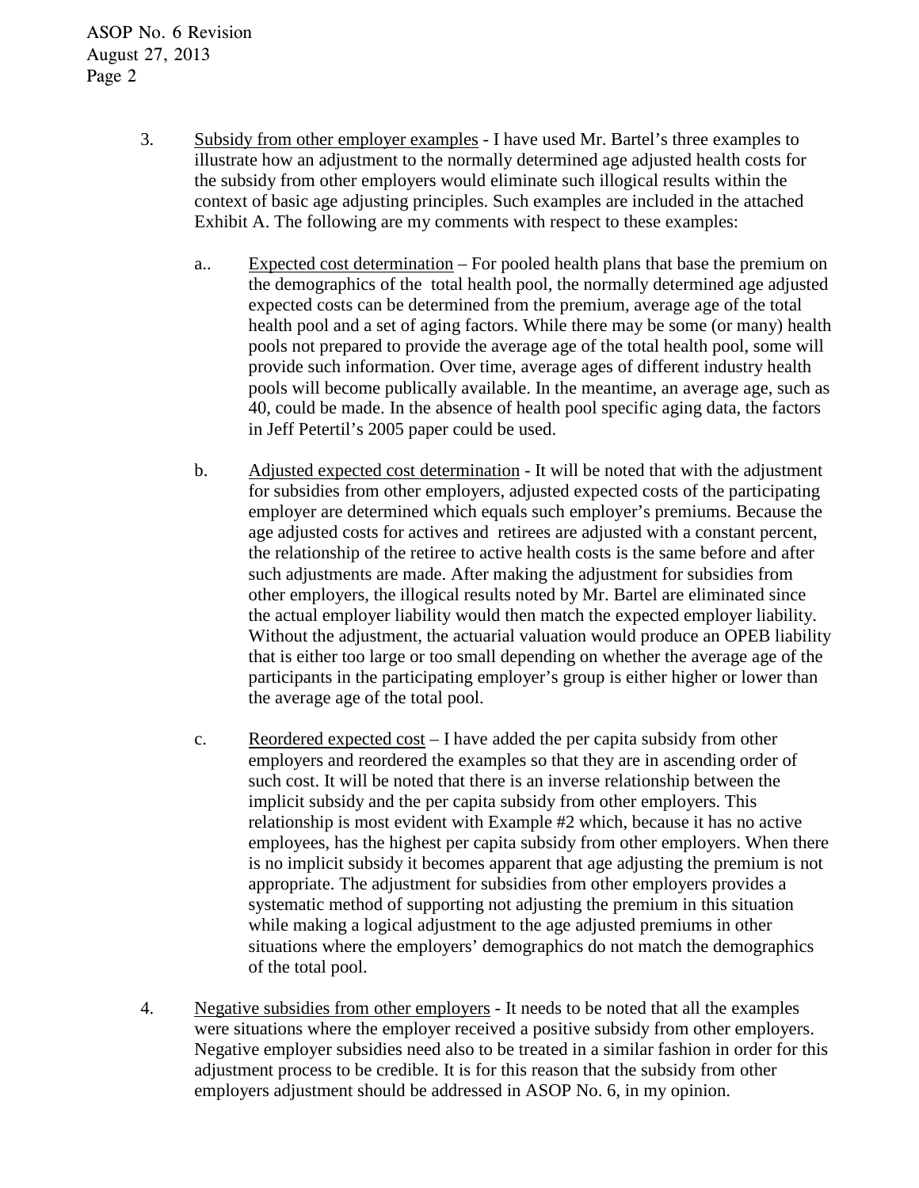3. Subsidy from other employer examples - I have used Mr. Bartel's three examples to illustrate how an adjustment to the normally determined age adjusted health costs for the subsidy from other employers would eliminate such illogical results within the context of basic age adjusting principles. Such examples are included in the attached Exhibit A. The following are my comments with respect to these examples:

   a.. Expected cost determination – For pooled health plans that base the premium on the demographics of the total health pool, the normally determined age adjusted expected costs can be determined from the premium, average age of the total health pool and a set of aging factors. While there may be some (or many) health pools not prepared to provide the average age of the total health pool, some will provide such information. Over time, average ages of different industry health pools will become publically available. In the meantime, an average age, such as 40, could be made. In the absence of health pool specific aging data, the factors in Jeff Petertil's 2005 paper could be used.

   b. Adjusted expected cost determination - It will be noted that with the adjustment for subsidies from other employers, adjusted expected costs of the participating employer are determined which equals such employer's premiums. Because the age adjusted costs for actives and retirees are adjusted with a constant percent, the relationship of the retiree to active health costs is the same before and after such adjustments are made. After making the adjustment for subsidies from other employers, the illogical results noted by Mr. Bartel are eliminated since the actual employer liability would then match the expected employer liability. Without the adjustment, the actuarial valuation would produce an OPEB liability that is either too large or too small depending on whether the average age of the participants in the participating employer's group is either higher or lower than the average age of the total pool.

   c. Reordered expected cost – I have added the per capita subsidy from other employers and reordered the examples so that they are in ascending order of such cost. It will be noted that there is an inverse relationship between the implicit subsidy and the per capita subsidy from other employers. This relationship is most evident with Example #2 which, because it has no active employees, has the highest per capita subsidy from other employers. When there is no implicit subsidy it becomes apparent that age adjusting the premium is not appropriate. The adjustment for subsidies from other employers provides a systematic method of supporting not adjusting the premium in this situation while making a logical adjustment to the age adjusted premiums in other situations where the employers' demographics do not match the demographics of the total pool.

4. Negative subsidies from other employers - It needs to be noted that all the examples were situations where the employer received a positive subsidy from other employers. Negative employer subsidies need also to be treated in a similar fashion in order for this adjustment process to be credible. It is for this reason that the subsidy from other employers adjustment should be addressed in ASOP No. 6, in my opinion.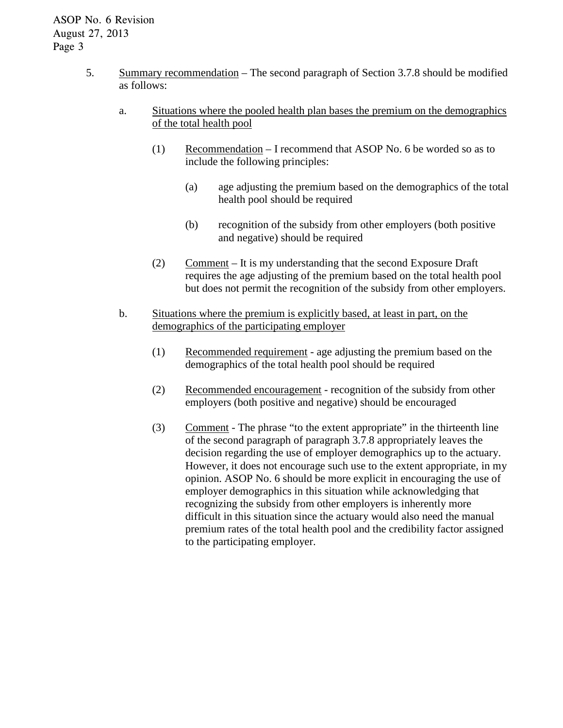5. <u>Summary recommendation</u> – The second paragraph of Section 3.7.8 should be modified as follows:

   a. <u>Situations where the pooled health plan bases the premium on the demographics of the total health pool</u>

      (1) <u>Recommendation</u> – I recommend that ASOP No. 6 be worded so as to include the following principles:

         (a) age adjusting the premium based on the demographics of the total health pool should be required

         (b) recognition of the subsidy from other employers (both positive and negative) should be required

      (2) <u>Comment</u> – It is my understanding that the second Exposure Draft requires the age adjusting of the premium based on the total health pool but does not permit the recognition of the subsidy from other employers.

   b. <u>Situations where the premium is explicitly based, at least in part, on the demographics of the participating employer</u>

      (1) <u>Recommended requirement</u> - age adjusting the premium based on the demographics of the total health pool should be required

      (2) <u>Recommended encouragement</u> - recognition of the subsidy from other employers (both positive and negative) should be encouraged

      (3) <u>Comment</u> - The phrase "to the extent appropriate" in the thirteenth line of the second paragraph of paragraph 3.7.8 appropriately leaves the decision regarding the use of employer demographics up to the actuary. However, it does not encourage such use to the extent appropriate, in my opinion. ASOP No. 6 should be more explicit in encouraging the use of employer demographics in this situation while acknowledging that recognizing the subsidy from other employers is inherently more difficult in this situation since the actuary would also need the manual premium rates of the total health pool and the credibility factor assigned to the participating employer.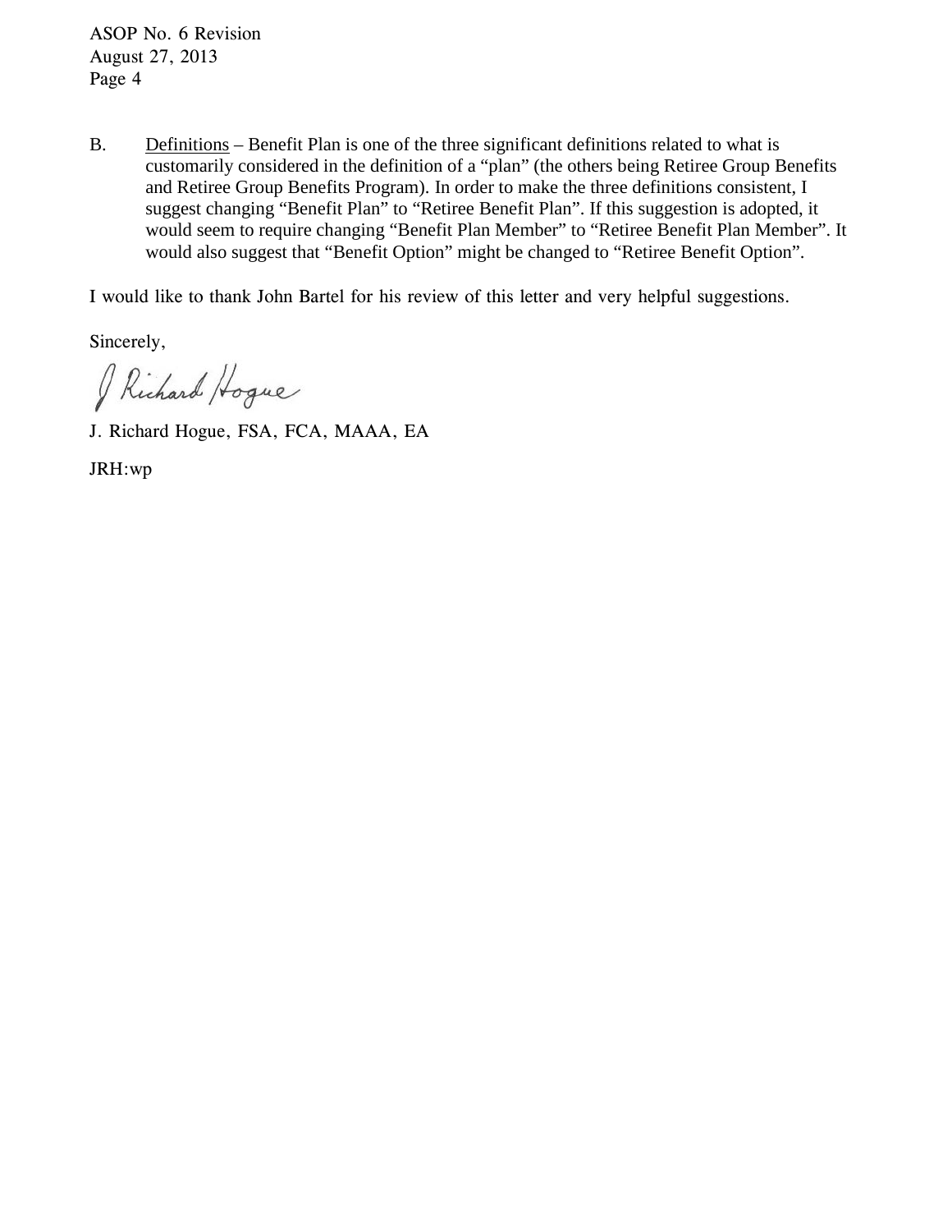B. <u>Definitions</u> – Benefit Plan is one of the three significant definitions related to what is customarily considered in the definition of a "plan" (the others being Retiree Group Benefits and Retiree Group Benefits Program). In order to make the three definitions consistent, I suggest changing "Benefit Plan" to "Retiree Benefit Plan". If this suggestion is adopted, it would seem to require changing "Benefit Plan Member" to "Retiree Benefit Plan Member". It would also suggest that "Benefit Option" might be changed to "Retiree Benefit Option".

I would like to thank John Bartel for his review of this letter and very helpful suggestions.

Sincerely,

J Richard Hogue

J. Richard Hogue, FSA, FCA, MAAA, EA

JRH:wp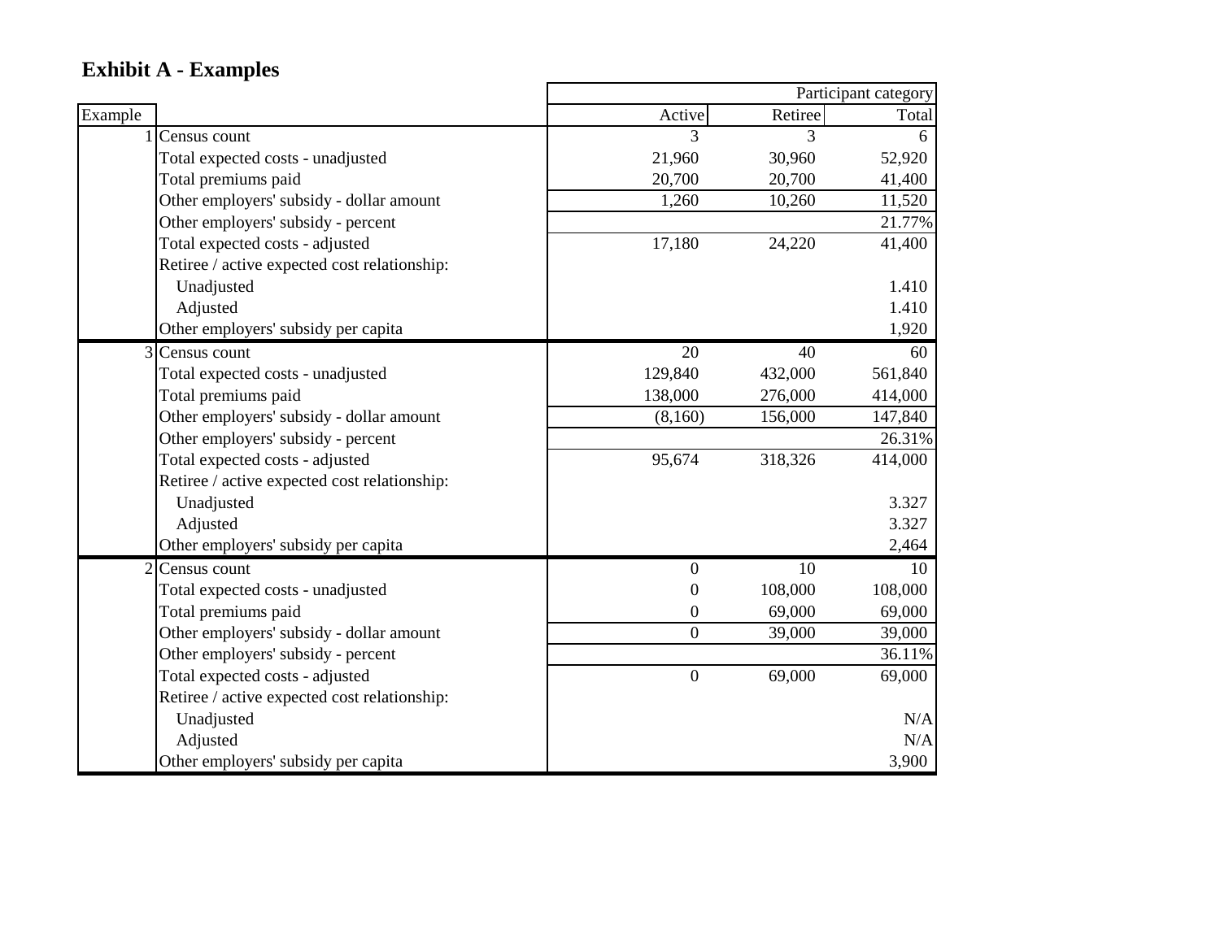# Exhibit A - Examples

| Example | | Active | Retiree | Total |
|---|---|---|---|---|
| | | Participant category | | |
| 1 | Census count | 3 | 3 | 6 |
| | Total expected costs - unadjusted | 21,960 | 30,960 | 52,920 |
| | Total premiums paid | 20,700 | 20,700 | 41,400 |
| | Other employers' subsidy - dollar amount | 1,260 | 10,260 | 11,520 |
| | Other employers' subsidy - percent | | | 21.77% |
| | Total expected costs - adjusted | 17,180 | 24,220 | 41,400 |
| | Retiree / active expected cost relationship: | | | |
| | Unadjusted | | | 1.410 |
| | Adjusted | | | 1.410 |
| | Other employers' subsidy per capita | | | 1,920 |
| 3 | Census count | 20 | 40 | 60 |
| | Total expected costs - unadjusted | 129,840 | 432,000 | 561,840 |
| | Total premiums paid | 138,000 | 276,000 | 414,000 |
| | Other employers' subsidy - dollar amount | (8,160) | 156,000 | 147,840 |
| | Other employers' subsidy - percent | | | 26.31% |
| | Total expected costs - adjusted | 95,674 | 318,326 | 414,000 |
| | Retiree / active expected cost relationship: | | | |
| | Unadjusted | | | 3.327 |
| | Adjusted | | | 3.327 |
| | Other employers' subsidy per capita | | | 2,464 |
| 2 | Census count | 0 | 10 | 10 |
| | Total expected costs - unadjusted | 0 | 108,000 | 108,000 |
| | Total premiums paid | 0 | 69,000 | 69,000 |
| | Other employers' subsidy - dollar amount | 0 | 39,000 | 39,000 |
| | Other employers' subsidy - percent | | | 36.11% |
| | Total expected costs - adjusted | 0 | 69,000 | 69,000 |
| | Retiree / active expected cost relationship: | | | |
| | Unadjusted | | | N/A |
| | Adjusted | | | N/A |
| | Other employers' subsidy per capita | | | 3,900 |